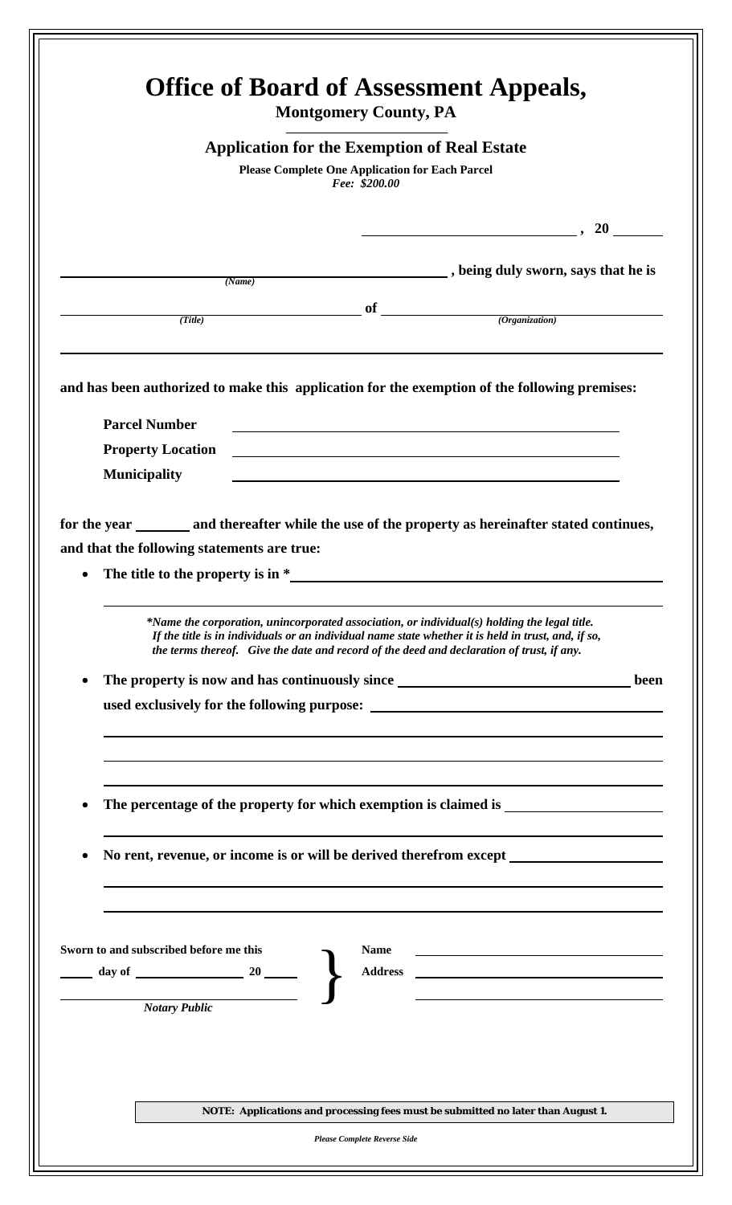# Office of Board of Assessment Appeals,

**Montgomery County, PA**

## Application for the Exemption of Real Estate

**Please Complete One Application for Each Parcel**

*Fee: $200.00*

_______________________, 20 ______

_______________________ *(Name)* _______________________, **being duly sworn, says that he is**

_______________________ *(Title)* **of** _______________________ *(Organization)*

_____________________________________________________________

**and has been authorized to make this application for the exemption of the following premises:**

**Parcel Number** _______________________

**Property Location** _______________________

**Municipality** _______________________

**for the year ________ and thereafter while the use of the property as hereinafter stated continues, and that the following statements are true:**

- **The title to the property is in \*** _______________________

  _____________________________________________________________

  *\*Name the corporation, unincorporated association, or individual(s) holding the legal title. If the title is in individuals or an individual name state whether it is held in trust, and, if so, the terms thereof. Give the date and record of the deed and declaration of trust, if any.*

- **The property is now and has continuously since _______________________ been used exclusively for the following purpose:** _______________________

  _____________________________________________________________

  _____________________________________________________________

  _____________________________________________________________

- **The percentage of the property for which exemption is claimed is** _______________________

  _____________________________________________________________

- **No rent, revenue, or income is or will be derived therefrom except** _______________________

  _____________________________________________________________

  _____________________________________________________________

**Sworn to and subscribed before me this**

_____ **day of** _______________ **20** _____

_______________________

*Notary Public*

**Name** _______________________

**Address** _______________________

_______________________

**NOTE: Applications and processing fees must be submitted no later than August 1.**

***Please Complete Reverse Side***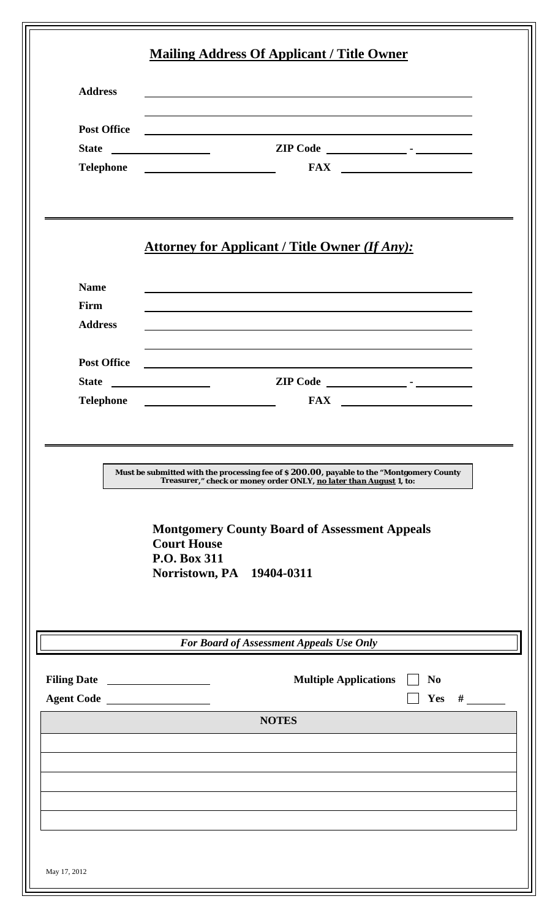## Mailing Address Of Applicant / Title Owner

**Address** ______________________________________________

______________________________________________

**Post Office** ______________________________________________

**State** ____________ **ZIP Code** ____________ - ________

**Telephone** ____________ **FAX** ____________

## Attorney for Applicant / Title Owner *(If Any):*

**Name** ______________________________________________

**Firm** ______________________________________________

**Address** ______________________________________________

______________________________________________

**Post Office** ______________________________________________

**State** ____________ **ZIP Code** ____________ - ________

**Telephone** ____________ **FAX** ____________

**Must be submitted with the processing fee of $ 200.00, payable to the "Montgomery County Treasurer," check or money order ONLY, *no later than August 1*, to:**

**Montgomery County Board of Assessment Appeals**
**Court House**
**P.O. Box 311**
**Norristown, PA 19404-0311**

***For Board of Assessment Appeals Use Only***

**Filing Date** ____________ **Multiple Applications** ☐ **No**

**Agent Code** ____________ ☐ **Yes # ______**

**NOTES**

______________________________________________

______________________________________________

______________________________________________

______________________________________________

______________________________________________

May 17, 2012